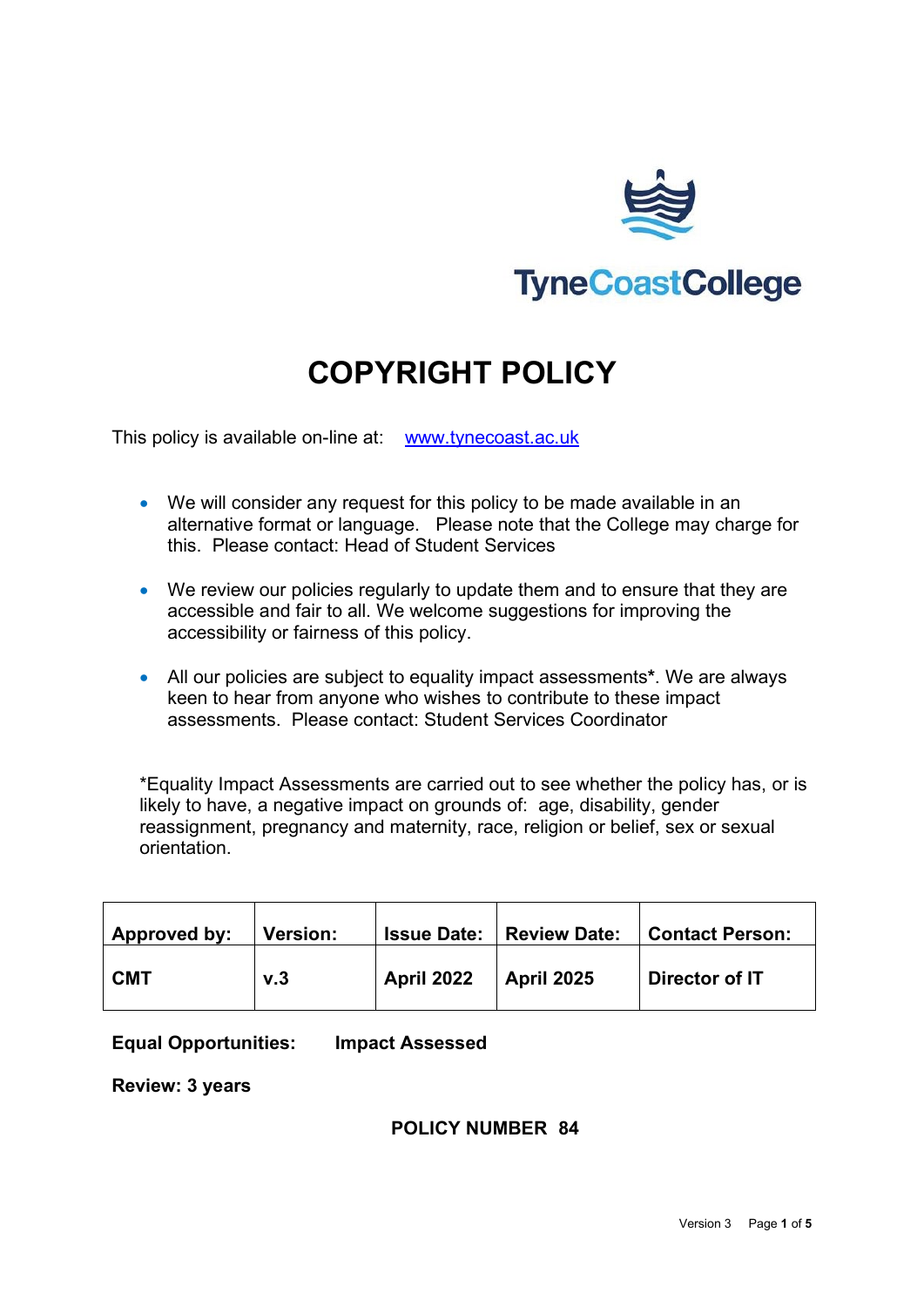TyneCoastCollege

# COPYRIGHT POLICY

This policy is available on-line at: [www.tynecoast.ac.uk](http://www.tynecoast.ac.uk)

- We will consider any request for this policy to be made available in an alternative format or language. Please note that the College may charge for this. Please contact: Head of Student Services
- We review our policies regularly to update them and to ensure that they are accessible and fair to all. We welcome suggestions for improving the accessibility or fairness of this policy.
- All our policies are subject to equality impact assessments**\***. We are always keen to hear from anyone who wishes to contribute to these impact assessments. Please contact: Student Services Coordinator

*Equality Impact Assessments are carried out to see whether the policy has, or is likely to have, a negative impact on grounds of: age, disability, gender reassignment, pregnancy and maternity, race, religion or belief, sex or sexual orientation.

| Approved by: | Version: | Issue Date: | Review Date: | Contact Person: |
|---|---|---|---|---|
| CMT | v.3 | April 2022 | April 2025 | Director of IT |

**Equal Opportunities:** **Impact Assessed**

**Review: 3 years**

**POLICY NUMBER 84**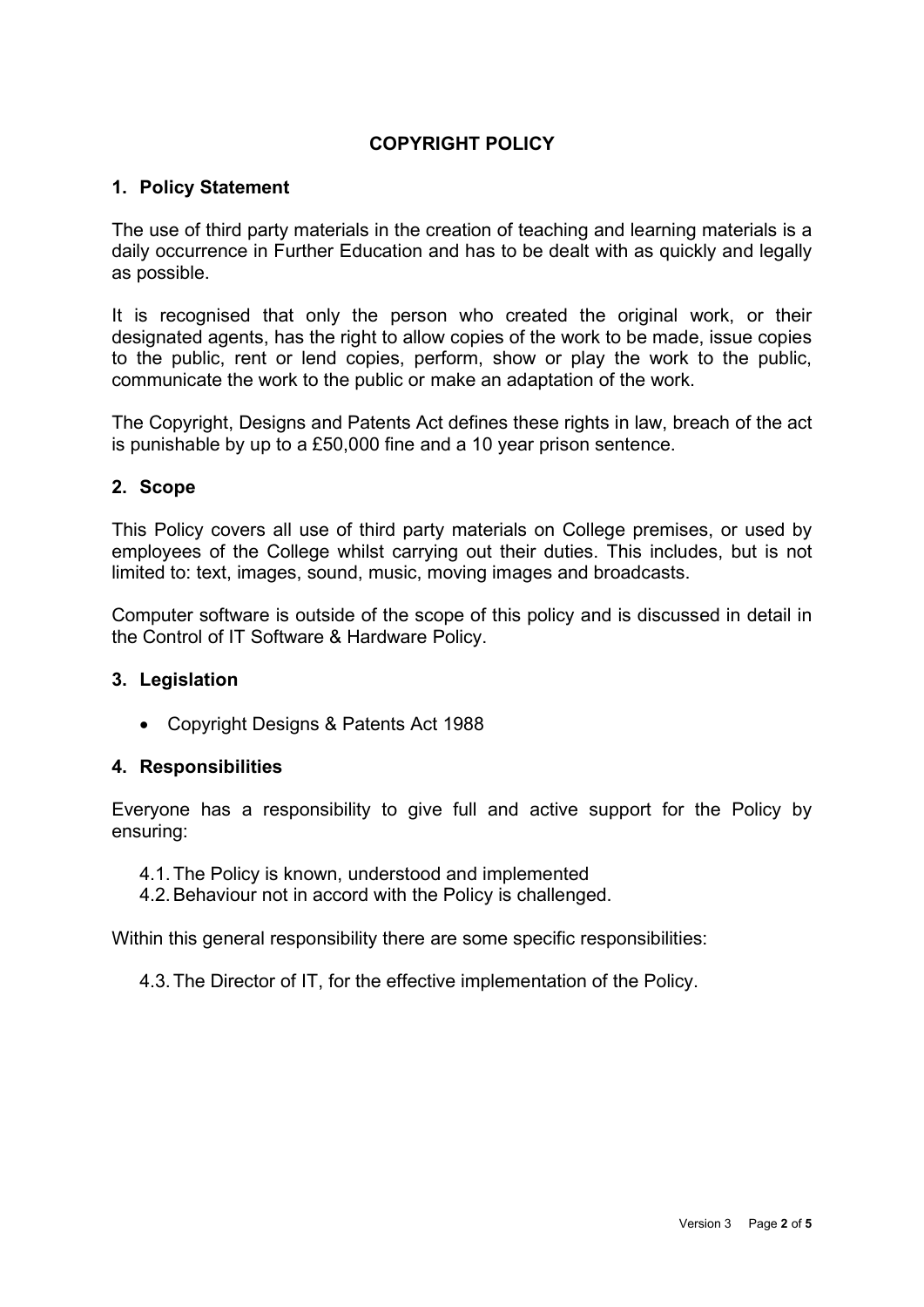# COPYRIGHT POLICY

## 1. Policy Statement

The use of third party materials in the creation of teaching and learning materials is a daily occurrence in Further Education and has to be dealt with as quickly and legally as possible.

It is recognised that only the person who created the original work, or their designated agents, has the right to allow copies of the work to be made, issue copies to the public, rent or lend copies, perform, show or play the work to the public, communicate the work to the public or make an adaptation of the work.

The Copyright, Designs and Patents Act defines these rights in law, breach of the act is punishable by up to a £50,000 fine and a 10 year prison sentence.

## 2. Scope

This Policy covers all use of third party materials on College premises, or used by employees of the College whilst carrying out their duties. This includes, but is not limited to: text, images, sound, music, moving images and broadcasts.

Computer software is outside of the scope of this policy and is discussed in detail in the Control of IT Software & Hardware Policy.

## 3. Legislation

- Copyright Designs & Patents Act 1988

## 4. Responsibilities

Everyone has a responsibility to give full and active support for the Policy by ensuring:

4.1. The Policy is known, understood and implemented

4.2. Behaviour not in accord with the Policy is challenged.

Within this general responsibility there are some specific responsibilities:

4.3. The Director of IT, for the effective implementation of the Policy.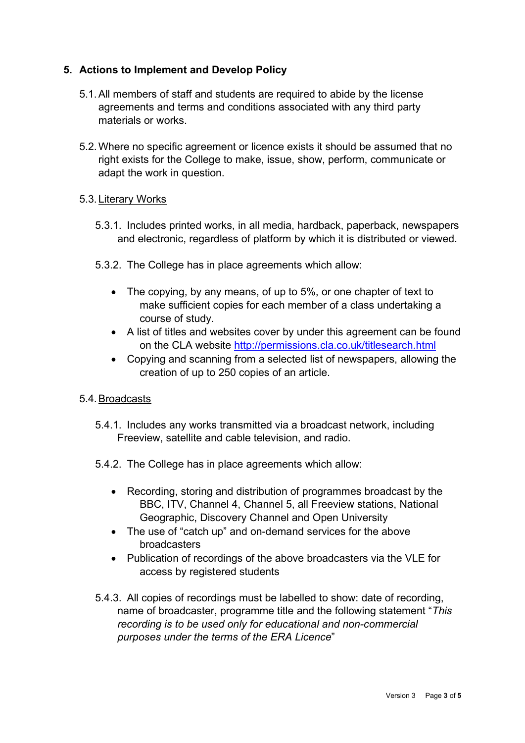## 5. Actions to Implement and Develop Policy

5.1. All members of staff and students are required to abide by the license agreements and terms and conditions associated with any third party materials or works.

5.2. Where no specific agreement or licence exists it should be assumed that no right exists for the College to make, issue, show, perform, communicate or adapt the work in question.

5.3. Literary Works

5.3.1. Includes printed works, in all media, hardback, paperback, newspapers and electronic, regardless of platform by which it is distributed or viewed.

5.3.2. The College has in place agreements which allow:

- The copying, by any means, of up to 5%, or one chapter of text to make sufficient copies for each member of a class undertaking a course of study.
- A list of titles and websites cover by under this agreement can be found on the CLA website http://permissions.cla.co.uk/titlesearch.html
- Copying and scanning from a selected list of newspapers, allowing the creation of up to 250 copies of an article.

5.4. Broadcasts

5.4.1. Includes any works transmitted via a broadcast network, including Freeview, satellite and cable television, and radio.

5.4.2. The College has in place agreements which allow:

- Recording, storing and distribution of programmes broadcast by the BBC, ITV, Channel 4, Channel 5, all Freeview stations, National Geographic, Discovery Channel and Open University
- The use of "catch up" and on-demand services for the above broadcasters
- Publication of recordings of the above broadcasters via the VLE for access by registered students

5.4.3. All copies of recordings must be labelled to show: date of recording, name of broadcaster, programme title and the following statement "*This recording is to be used only for educational and non-commercial purposes under the terms of the ERA Licence*"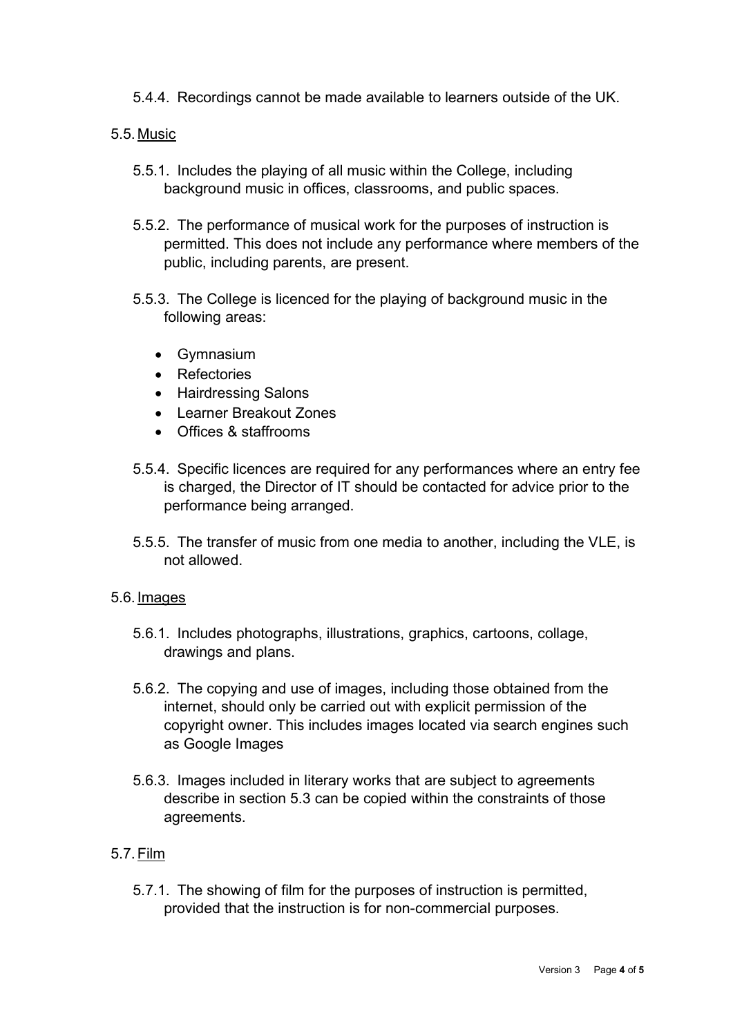5.4.4. Recordings cannot be made available to learners outside of the UK.

5.5. Music

5.5.1. Includes the playing of all music within the College, including background music in offices, classrooms, and public spaces.

5.5.2. The performance of musical work for the purposes of instruction is permitted. This does not include any performance where members of the public, including parents, are present.

5.5.3. The College is licenced for the playing of background music in the following areas:

- Gymnasium
- Refectories
- Hairdressing Salons
- Learner Breakout Zones
- Offices & staffrooms

5.5.4. Specific licences are required for any performances where an entry fee is charged, the Director of IT should be contacted for advice prior to the performance being arranged.

5.5.5. The transfer of music from one media to another, including the VLE, is not allowed.

5.6. Images

5.6.1. Includes photographs, illustrations, graphics, cartoons, collage, drawings and plans.

5.6.2. The copying and use of images, including those obtained from the internet, should only be carried out with explicit permission of the copyright owner. This includes images located via search engines such as Google Images

5.6.3. Images included in literary works that are subject to agreements describe in section 5.3 can be copied within the constraints of those agreements.

5.7. Film

5.7.1. The showing of film for the purposes of instruction is permitted, provided that the instruction is for non-commercial purposes.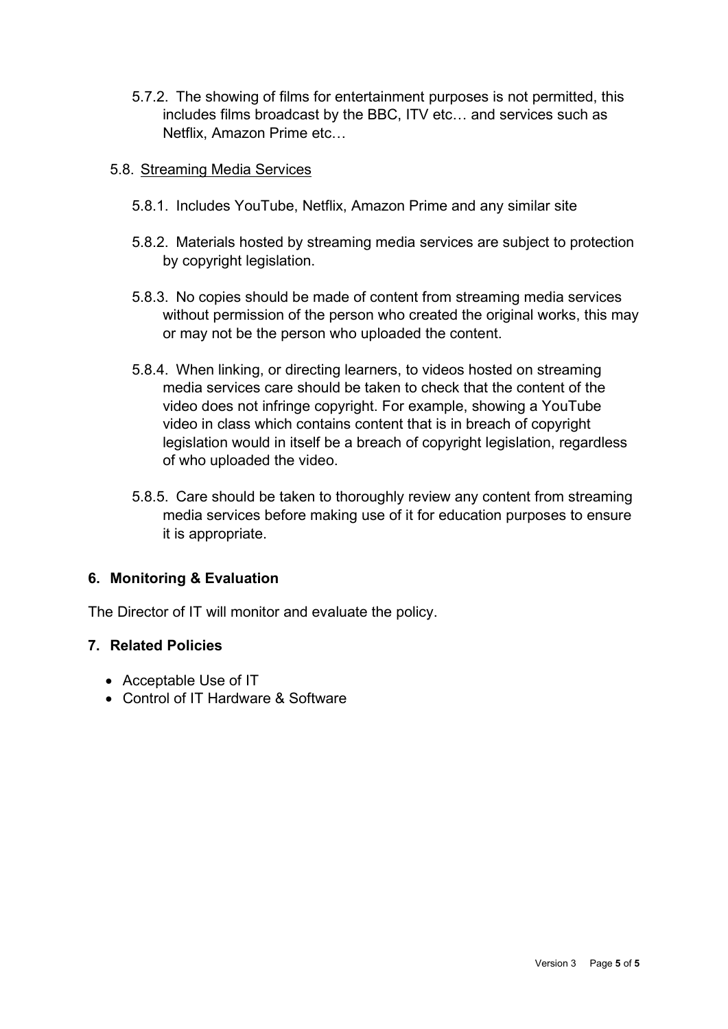5.7.2. The showing of films for entertainment purposes is not permitted, this includes films broadcast by the BBC, ITV etc… and services such as Netflix, Amazon Prime etc…

5.8. Streaming Media Services

5.8.1. Includes YouTube, Netflix, Amazon Prime and any similar site

5.8.2. Materials hosted by streaming media services are subject to protection by copyright legislation.

5.8.3. No copies should be made of content from streaming media services without permission of the person who created the original works, this may or may not be the person who uploaded the content.

5.8.4. When linking, or directing learners, to videos hosted on streaming media services care should be taken to check that the content of the video does not infringe copyright. For example, showing a YouTube video in class which contains content that is in breach of copyright legislation would in itself be a breach of copyright legislation, regardless of who uploaded the video.

5.8.5. Care should be taken to thoroughly review any content from streaming media services before making use of it for education purposes to ensure it is appropriate.

## 6. Monitoring & Evaluation

The Director of IT will monitor and evaluate the policy.

## 7. Related Policies

- Acceptable Use of IT
- Control of IT Hardware & Software